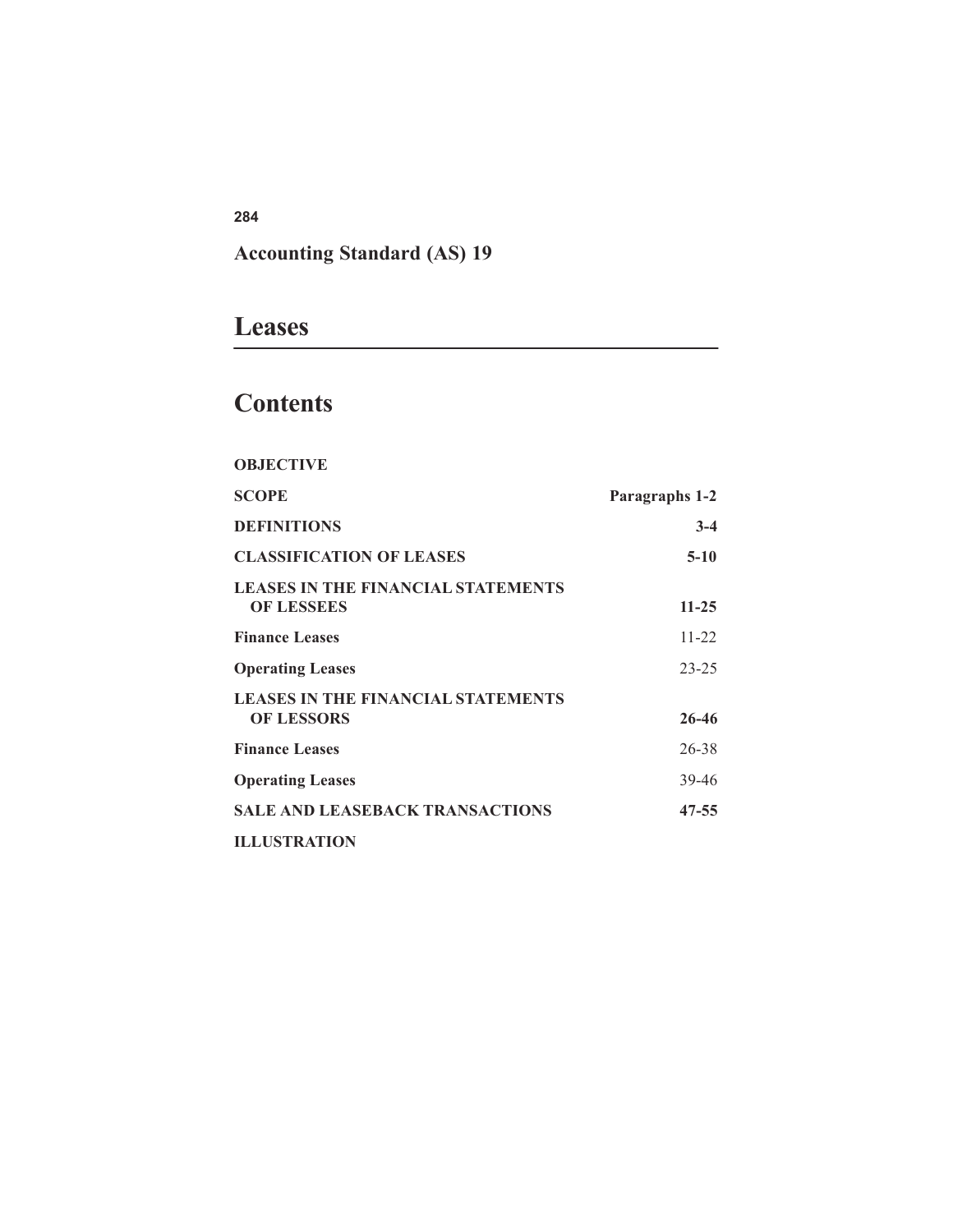**Accounting Standard (AS) 19**

# Leases

## Contents

| | |
|---|---|
| **OBJECTIVE** | |
| **SCOPE** | **Paragraphs 1-2** |
| **DEFINITIONS** | **3-4** |
| **CLASSIFICATION OF LEASES** | **5-10** |
| **LEASES IN THE FINANCIAL STATEMENTS OF LESSEES** | **11-25** |
| **Finance Leases** | 11-22 |
| **Operating Leases** | 23-25 |
| **LEASES IN THE FINANCIAL STATEMENTS OF LESSORS** | **26-46** |
| **Finance Leases** | 26-38 |
| **Operating Leases** | 39-46 |
| **SALE AND LEASEBACK TRANSACTIONS** | **47-55** |
| **ILLUSTRATION** | |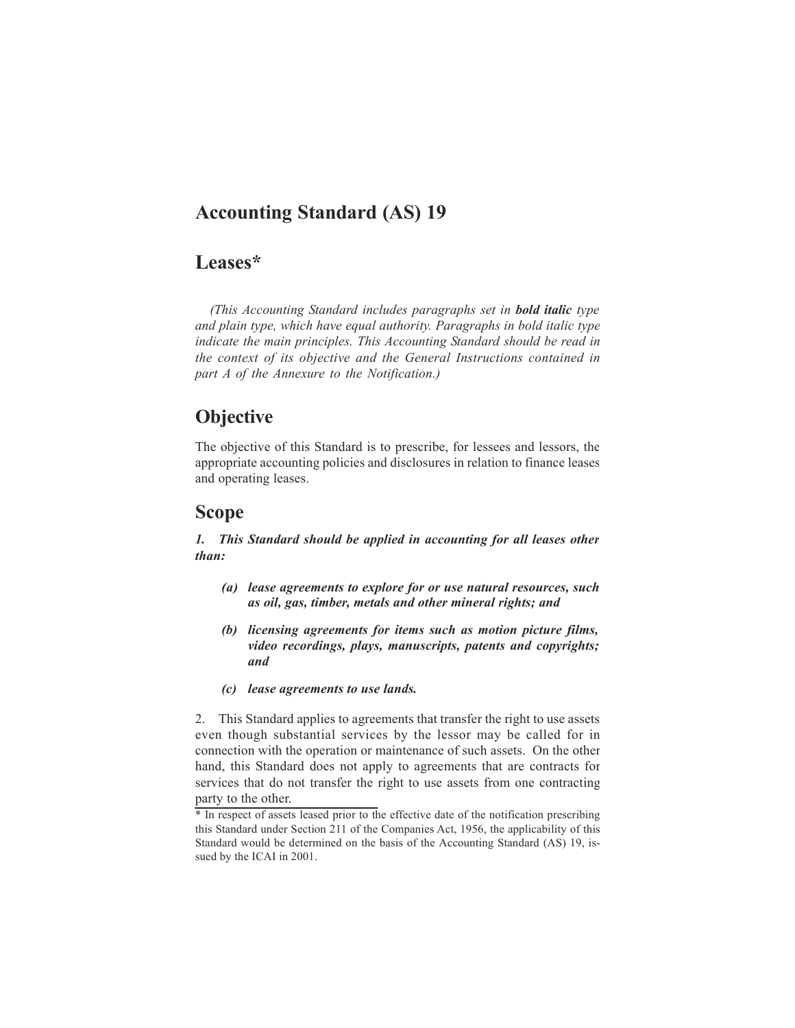# Accounting Standard (AS) 19

# Leases*

*(This Accounting Standard includes paragraphs set in **bold italic** type and plain type, which have equal authority. Paragraphs in bold italic type indicate the main principles. This Accounting Standard should be read in the context of its objective and the General Instructions contained in part A of the Annexure to the Notification.)*

## Objective

The objective of this Standard is to prescribe, for lessees and lessors, the appropriate accounting policies and disclosures in relation to finance leases and operating leases.

## Scope

***1. This Standard should be applied in accounting for all leases other than:***

- ***(a) lease agreements to explore for or use natural resources, such as oil, gas, timber, metals and other mineral rights; and***
- ***(b) licensing agreements for items such as motion picture films, video recordings, plays, manuscripts, patents and copyrights; and***
- ***(c) lease agreements to use lands.***

2. This Standard applies to agreements that transfer the right to use assets even though substantial services by the lessor may be called for in connection with the operation or maintenance of such assets. On the other hand, this Standard does not apply to agreements that are contracts for services that do not transfer the right to use assets from one contracting party to the other.

* In respect of assets leased prior to the effective date of the notification prescribing this Standard under Section 211 of the Companies Act, 1956, the applicability of this Standard would be determined on the basis of the Accounting Standard (AS) 19, issued by the ICAI in 2001.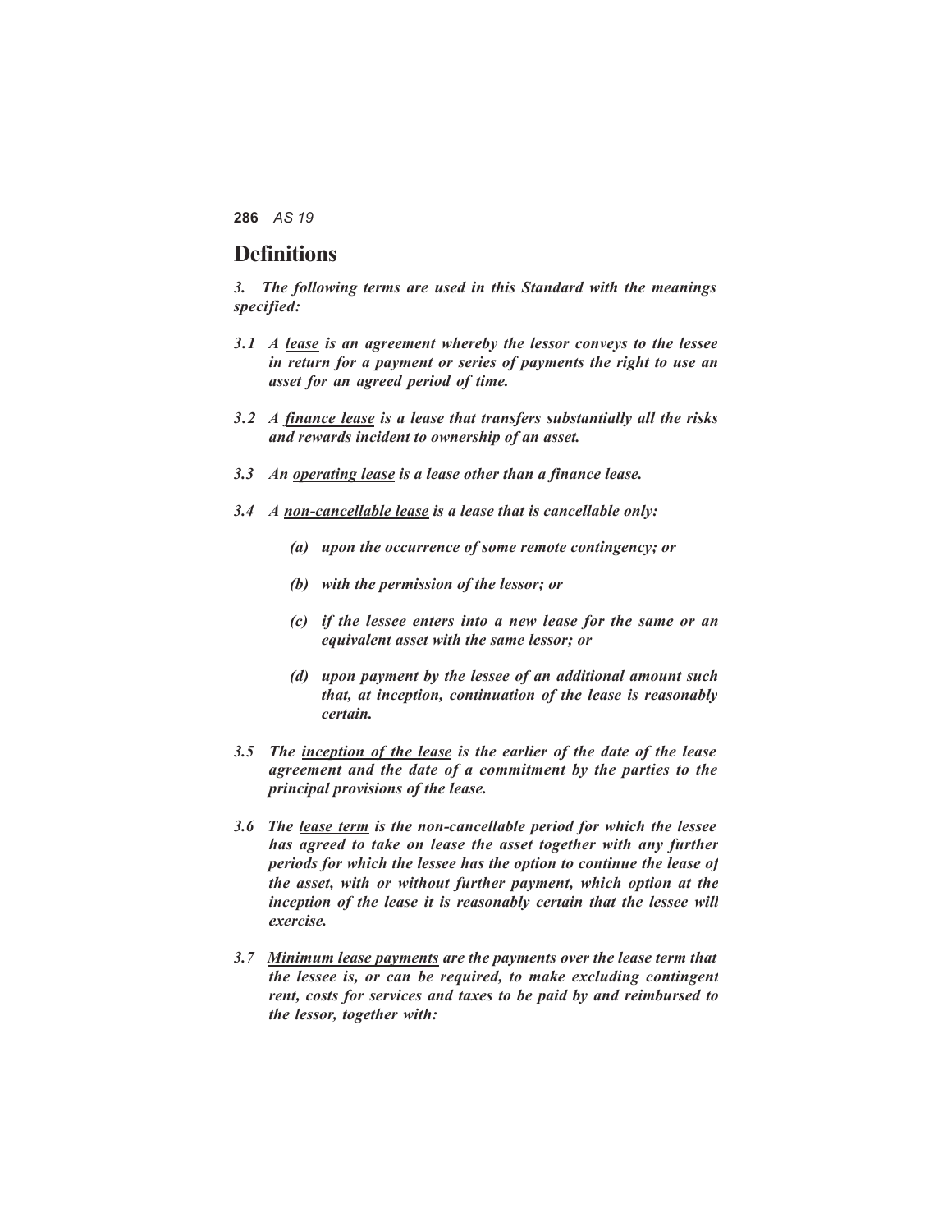## Definitions

***3. The following terms are used in this Standard with the meanings specified:***

***3.1 A <u>lease</u> is an agreement whereby the lessor conveys to the lessee in return for a payment or series of payments the right to use an asset for an agreed period of time.***

***3.2 A <u>finance lease</u> is a lease that transfers substantially all the risks and rewards incident to ownership of an asset.***

***3.3 An <u>operating lease</u> is a lease other than a finance lease.***

***3.4 A <u>non-cancellable lease</u> is a lease that is cancellable only:***

***(a) upon the occurrence of some remote contingency; or***

***(b) with the permission of the lessor; or***

***(c) if the lessee enters into a new lease for the same or an equivalent asset with the same lessor; or***

***(d) upon payment by the lessee of an additional amount such that, at inception, continuation of the lease is reasonably certain.***

***3.5 The <u>inception of the lease</u> is the earlier of the date of the lease agreement and the date of a commitment by the parties to the principal provisions of the lease.***

***3.6 The <u>lease term</u> is the non-cancellable period for which the lessee has agreed to take on lease the asset together with any further periods for which the lessee has the option to continue the lease of the asset, with or without further payment, which option at the inception of the lease it is reasonably certain that the lessee will exercise.***

***3.7 <u>Minimum lease payments</u> are the payments over the lease term that the lessee is, or can be required, to make excluding contingent rent, costs for services and taxes to be paid by and reimbursed to the lessor, together with:***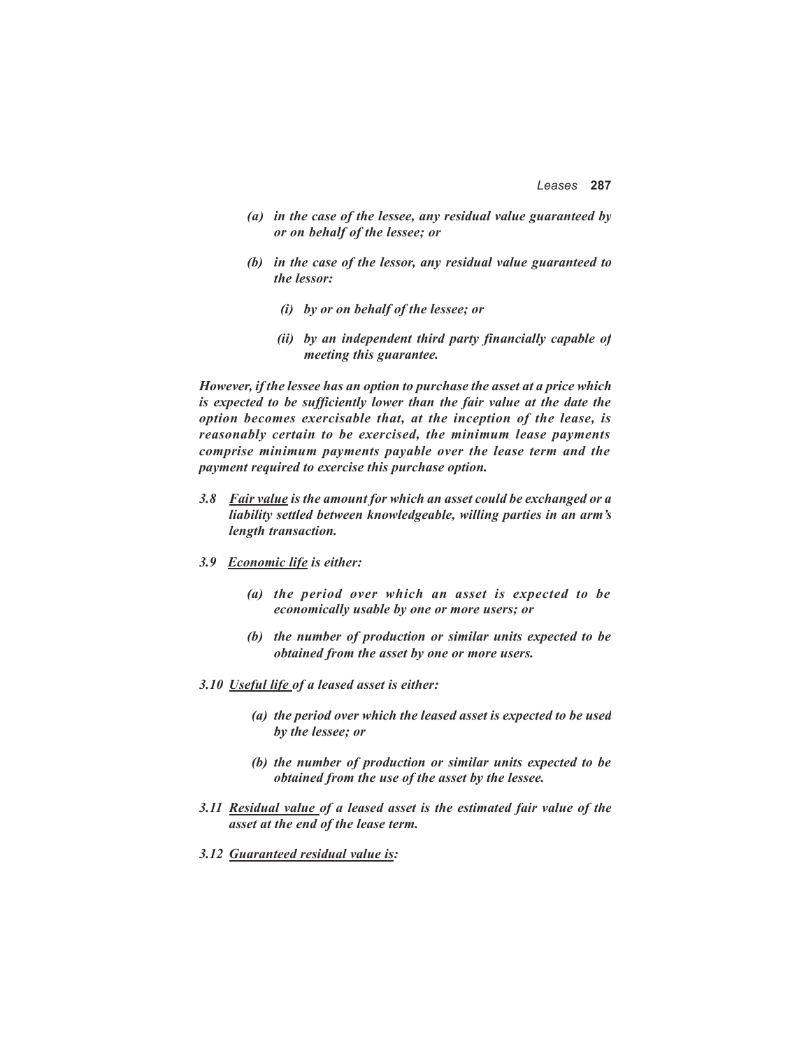*(a) in the case of the lessee, any residual value guaranteed by or on behalf of the lessee; or*

*(b) in the case of the lessor, any residual value guaranteed to the lessor:*

*(i) by or on behalf of the lessee; or*

*(ii) by an independent third party financially capable of meeting this guarantee.*

***However, if the lessee has an option to purchase the asset at a price which is expected to be sufficiently lower than the fair value at the date the option becomes exercisable that, at the inception of the lease, is reasonably certain to be exercised, the minimum lease payments comprise minimum payments payable over the lease term and the payment required to exercise this purchase option.***

***3.8 <u>Fair value</u> is the amount for which an asset could be exchanged or a liability settled between knowledgeable, willing parties in an arm's length transaction.***

***3.9 <u>Economic life</u> is either:***

***(a) the period over which an asset is expected to be economically usable by one or more users; or***

***(b) the number of production or similar units expected to be obtained from the asset by one or more users.***

***3.10 <u>Useful life</u> of a leased asset is either:***

***(a) the period over which the leased asset is expected to be used by the lessee; or***

***(b) the number of production or similar units expected to be obtained from the use of the asset by the lessee.***

***3.11 <u>Residual value</u> of a leased asset is the estimated fair value of the asset at the end of the lease term.***

***3.12 <u>Guaranteed residual value is</u>:***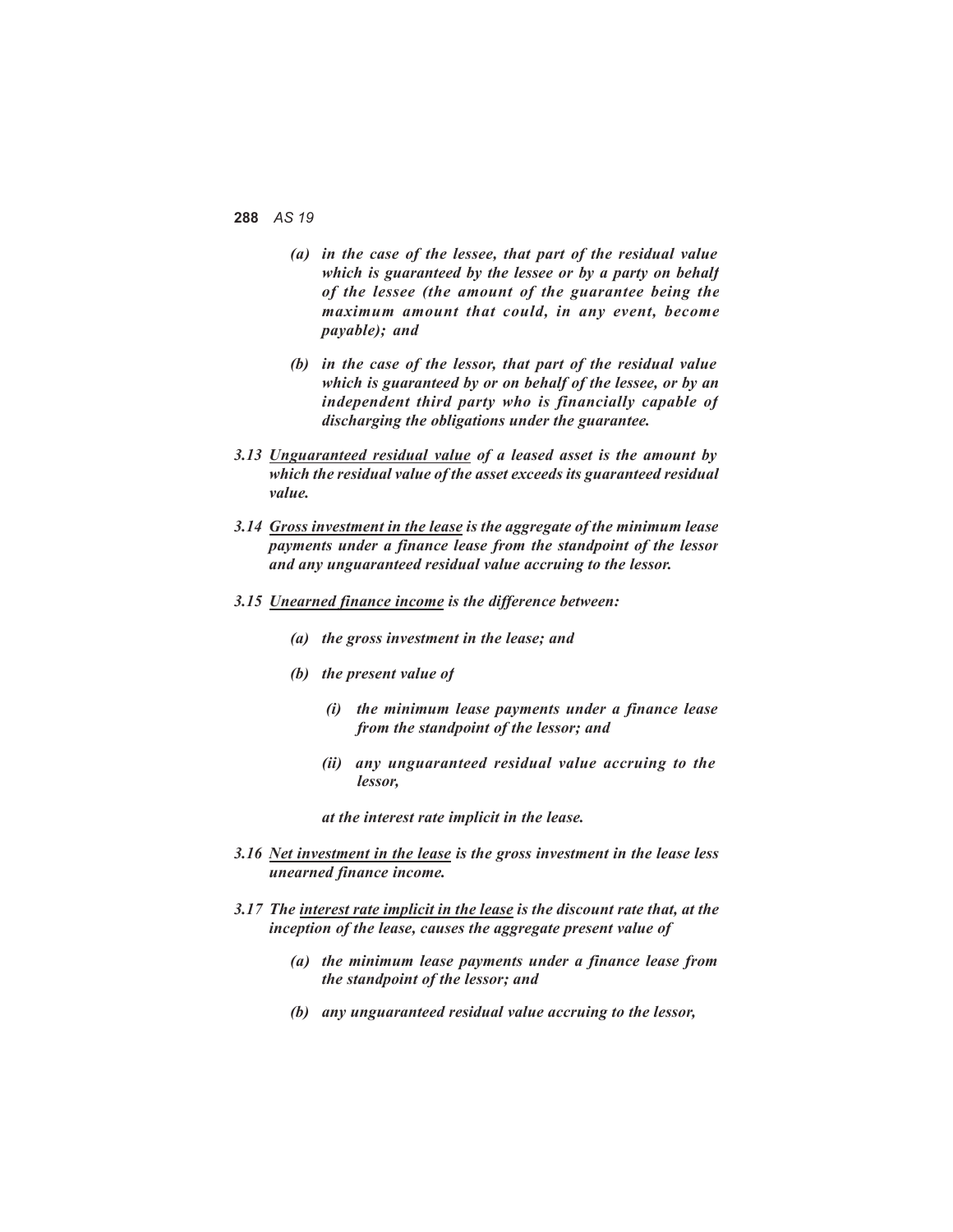*(a) in the case of the lessee, that part of the residual value which is guaranteed by the lessee or by a party on behalf of the lessee (the amount of the guarantee being the maximum amount that could, in any event, become payable); and*

*(b) in the case of the lessor, that part of the residual value which is guaranteed by or on behalf of the lessee, or by an independent third party who is financially capable of discharging the obligations under the guarantee.*

*3.13 Unguaranteed residual value of a leased asset is the amount by which the residual value of the asset exceeds its guaranteed residual value.*

*3.14 Gross investment in the lease is the aggregate of the minimum lease payments under a finance lease from the standpoint of the lessor and any unguaranteed residual value accruing to the lessor.*

*3.15 Unearned finance income is the difference between:*

*(a) the gross investment in the lease; and*

*(b) the present value of*

*(i) the minimum lease payments under a finance lease from the standpoint of the lessor; and*

*(ii) any unguaranteed residual value accruing to the lessor,*

*at the interest rate implicit in the lease.*

*3.16 Net investment in the lease is the gross investment in the lease less unearned finance income.*

*3.17 The interest rate implicit in the lease is the discount rate that, at the inception of the lease, causes the aggregate present value of*

*(a) the minimum lease payments under a finance lease from the standpoint of the lessor; and*

*(b) any unguaranteed residual value accruing to the lessor,*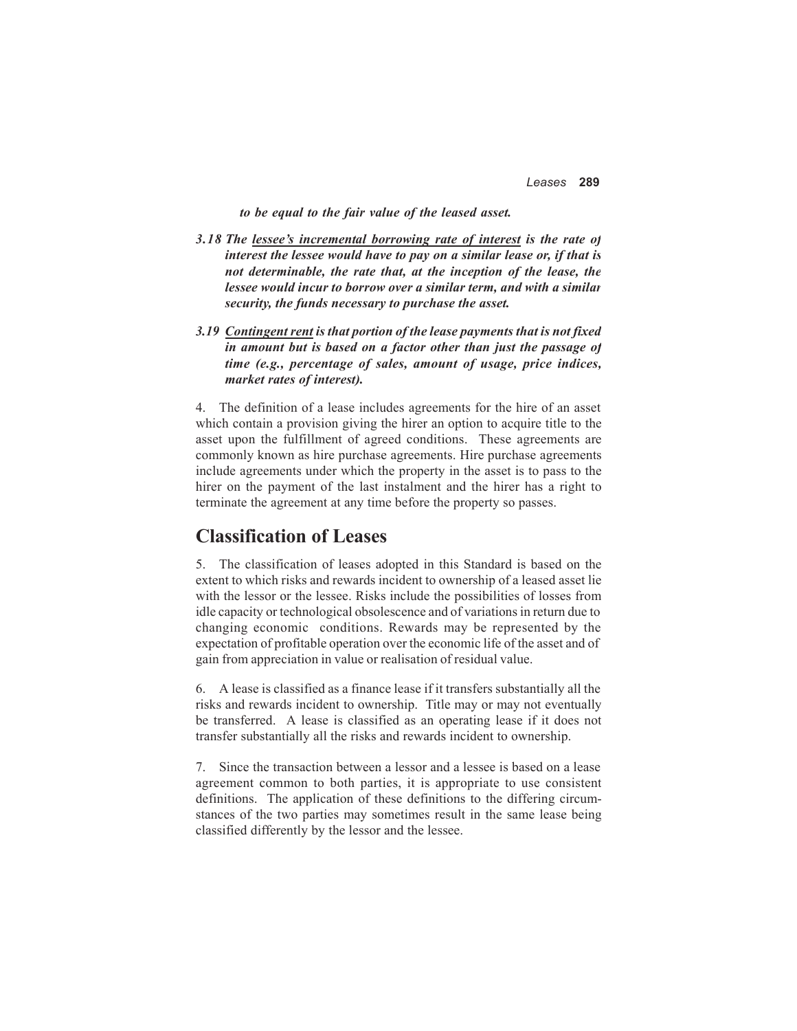***to be equal to the fair value of the leased asset.***

***3.18 The <u>lessee's incremental borrowing rate of interest</u> is the rate of interest the lessee would have to pay on a similar lease or, if that is not determinable, the rate that, at the inception of the lease, the lessee would incur to borrow over a similar term, and with a similar security, the funds necessary to purchase the asset.***

***3.19 <u>Contingent rent</u> is that portion of the lease payments that is not fixed in amount but is based on a factor other than just the passage of time (e.g., percentage of sales, amount of usage, price indices, market rates of interest).***

4. The definition of a lease includes agreements for the hire of an asset which contain a provision giving the hirer an option to acquire title to the asset upon the fulfillment of agreed conditions. These agreements are commonly known as hire purchase agreements. Hire purchase agreements include agreements under which the property in the asset is to pass to the hirer on the payment of the last instalment and the hirer has a right to terminate the agreement at any time before the property so passes.

## Classification of Leases

5. The classification of leases adopted in this Standard is based on the extent to which risks and rewards incident to ownership of a leased asset lie with the lessor or the lessee. Risks include the possibilities of losses from idle capacity or technological obsolescence and of variations in return due to changing economic conditions. Rewards may be represented by the expectation of profitable operation over the economic life of the asset and of gain from appreciation in value or realisation of residual value.

6. A lease is classified as a finance lease if it transfers substantially all the risks and rewards incident to ownership. Title may or may not eventually be transferred. A lease is classified as an operating lease if it does not transfer substantially all the risks and rewards incident to ownership.

7. Since the transaction between a lessor and a lessee is based on a lease agreement common to both parties, it is appropriate to use consistent definitions. The application of these definitions to the differing circumstances of the two parties may sometimes result in the same lease being classified differently by the lessor and the lessee.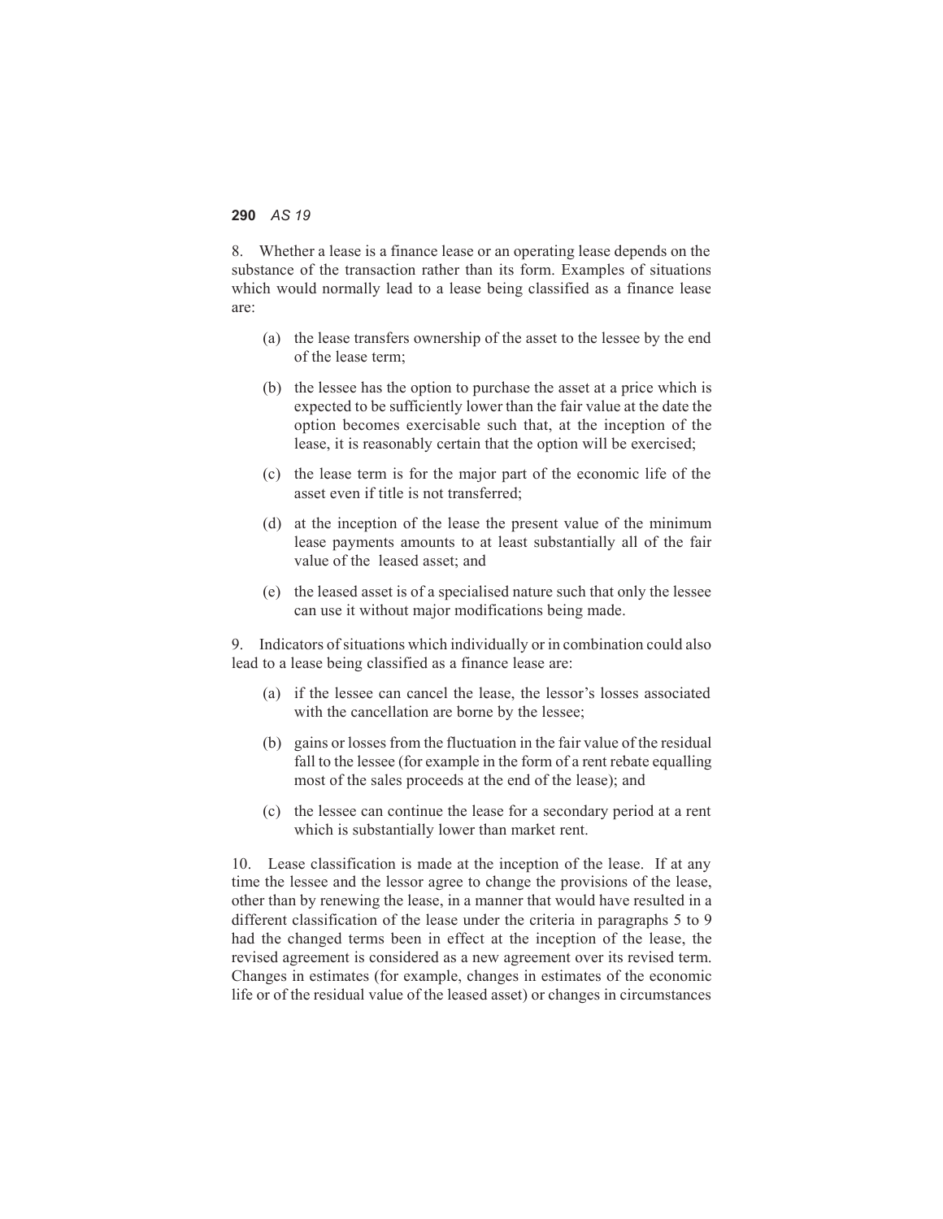8. Whether a lease is a finance lease or an operating lease depends on the substance of the transaction rather than its form. Examples of situations which would normally lead to a lease being classified as a finance lease are:

(a) the lease transfers ownership of the asset to the lessee by the end of the lease term;

(b) the lessee has the option to purchase the asset at a price which is expected to be sufficiently lower than the fair value at the date the option becomes exercisable such that, at the inception of the lease, it is reasonably certain that the option will be exercised;

(c) the lease term is for the major part of the economic life of the asset even if title is not transferred;

(d) at the inception of the lease the present value of the minimum lease payments amounts to at least substantially all of the fair value of the leased asset; and

(e) the leased asset is of a specialised nature such that only the lessee can use it without major modifications being made.

9. Indicators of situations which individually or in combination could also lead to a lease being classified as a finance lease are:

(a) if the lessee can cancel the lease, the lessor's losses associated with the cancellation are borne by the lessee;

(b) gains or losses from the fluctuation in the fair value of the residual fall to the lessee (for example in the form of a rent rebate equalling most of the sales proceeds at the end of the lease); and

(c) the lessee can continue the lease for a secondary period at a rent which is substantially lower than market rent.

10. Lease classification is made at the inception of the lease. If at any time the lessee and the lessor agree to change the provisions of the lease, other than by renewing the lease, in a manner that would have resulted in a different classification of the lease under the criteria in paragraphs 5 to 9 had the changed terms been in effect at the inception of the lease, the revised agreement is considered as a new agreement over its revised term. Changes in estimates (for example, changes in estimates of the economic life or of the residual value of the leased asset) or changes in circumstances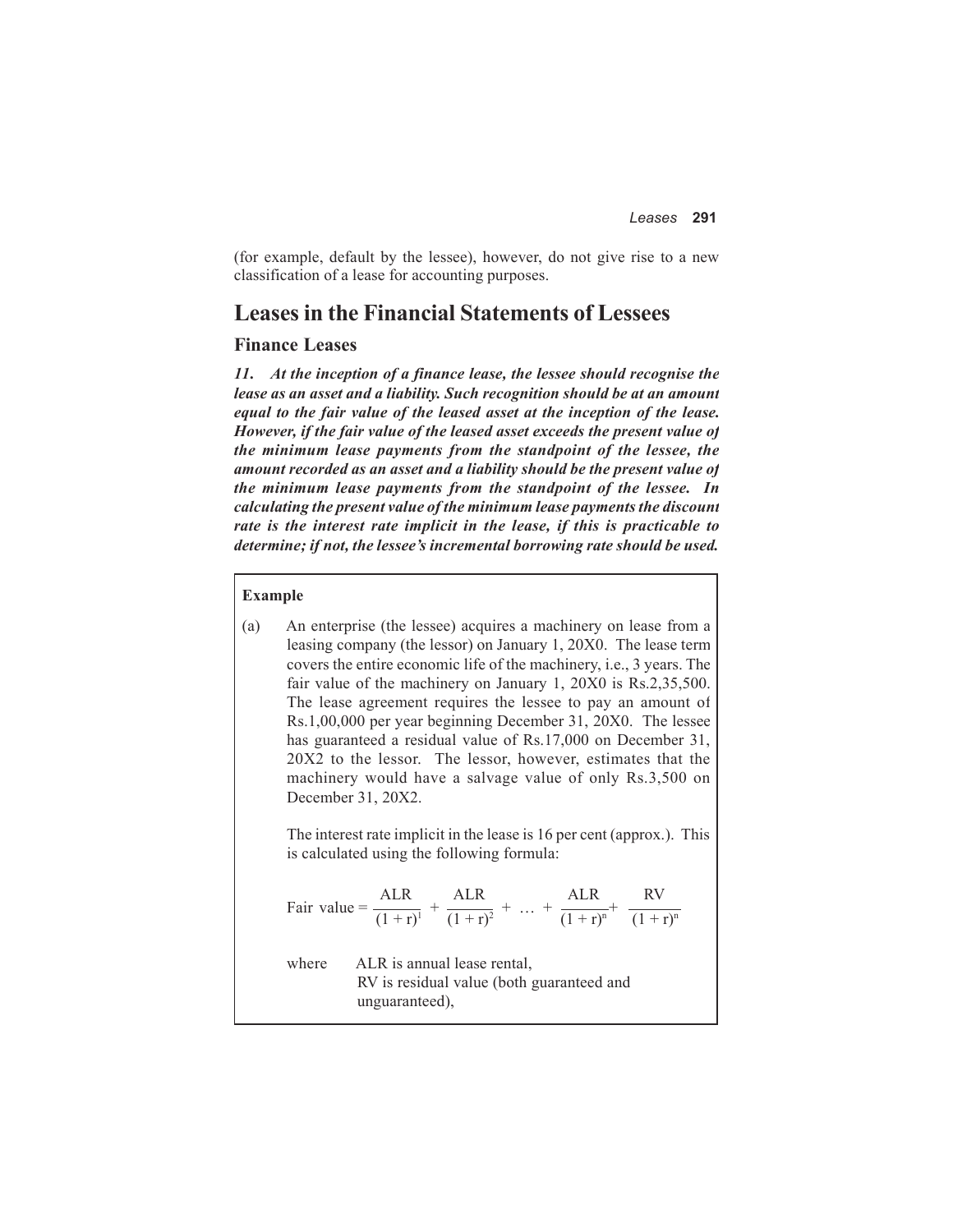(for example, default by the lessee), however, do not give rise to a new classification of a lease for accounting purposes.

# Leases in the Financial Statements of Lessees

## Finance Leases

***11. At the inception of a finance lease, the lessee should recognise the lease as an asset and a liability. Such recognition should be at an amount equal to the fair value of the leased asset at the inception of the lease. However, if the fair value of the leased asset exceeds the present value of the minimum lease payments from the standpoint of the lessee, the amount recorded as an asset and a liability should be the present value of the minimum lease payments from the standpoint of the lessee. In calculating the present value of the minimum lease payments the discount rate is the interest rate implicit in the lease, if this is practicable to determine; if not, the lessee's incremental borrowing rate should be used.***

**Example**

(a) An enterprise (the lessee) acquires a machinery on lease from a leasing company (the lessor) on January 1, 20X0. The lease term covers the entire economic life of the machinery, i.e., 3 years. The fair value of the machinery on January 1, 20X0 is Rs.2,35,500. The lease agreement requires the lessee to pay an amount of Rs.1,00,000 per year beginning December 31, 20X0. The lessee has guaranteed a residual value of Rs.17,000 on December 31, 20X2 to the lessor. The lessor, however, estimates that the machinery would have a salvage value of only Rs.3,500 on December 31, 20X2.

The interest rate implicit in the lease is 16 per cent (approx.). This is calculated using the following formula:

$$\text{Fair value} = \frac{ALR}{(1+r)^1} + \frac{ALR}{(1+r)^2} + \ldots + \frac{ALR}{(1+r)^n} + \frac{RV}{(1+r)^n}$$

where ALR is annual lease rental,
RV is residual value (both guaranteed and unguaranteed),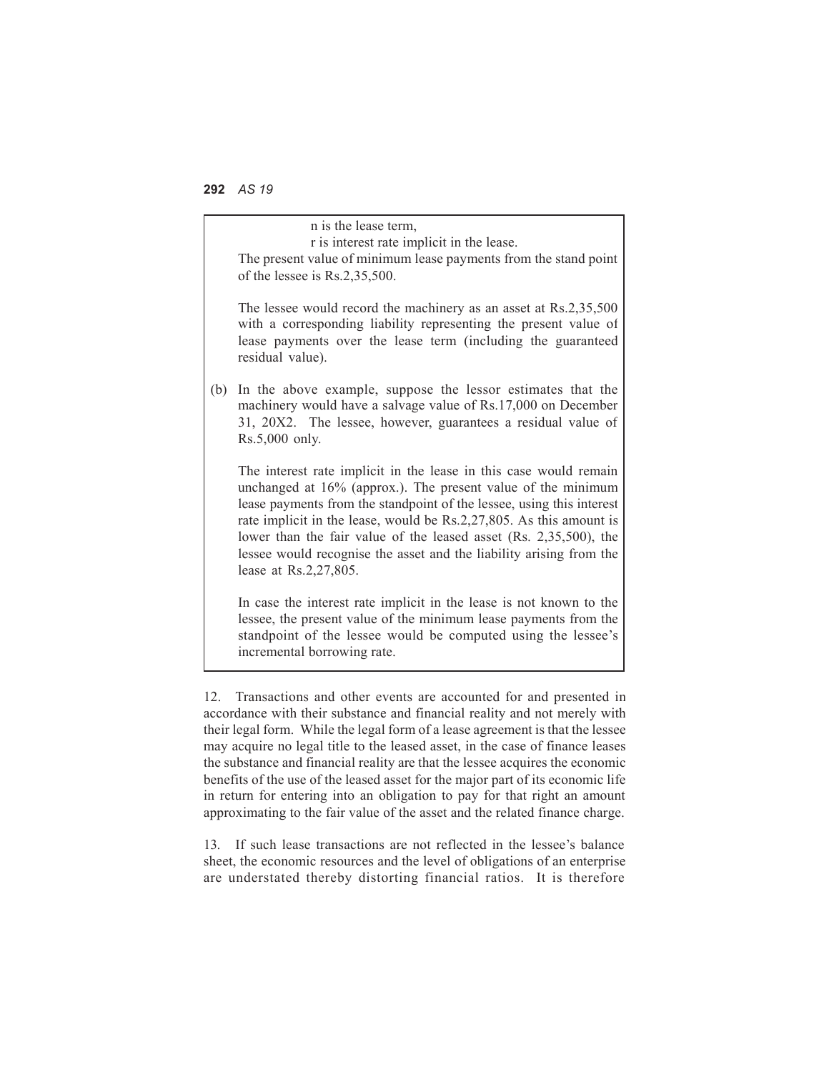n is the lease term,

r is interest rate implicit in the lease.

The present value of minimum lease payments from the stand point of the lessee is Rs.2,35,500.

The lessee would record the machinery as an asset at Rs.2,35,500 with a corresponding liability representing the present value of lease payments over the lease term (including the guaranteed residual value).

(b) In the above example, suppose the lessor estimates that the machinery would have a salvage value of Rs.17,000 on December 31, 20X2. The lessee, however, guarantees a residual value of Rs.5,000 only.

The interest rate implicit in the lease in this case would remain unchanged at 16% (approx.). The present value of the minimum lease payments from the standpoint of the lessee, using this interest rate implicit in the lease, would be Rs.2,27,805. As this amount is lower than the fair value of the leased asset (Rs. 2,35,500), the lessee would recognise the asset and the liability arising from the lease at Rs.2,27,805.

In case the interest rate implicit in the lease is not known to the lessee, the present value of the minimum lease payments from the standpoint of the lessee would be computed using the lessee's incremental borrowing rate.

12. Transactions and other events are accounted for and presented in accordance with their substance and financial reality and not merely with their legal form. While the legal form of a lease agreement is that the lessee may acquire no legal title to the leased asset, in the case of finance leases the substance and financial reality are that the lessee acquires the economic benefits of the use of the leased asset for the major part of its economic life in return for entering into an obligation to pay for that right an amount approximating to the fair value of the asset and the related finance charge.

13. If such lease transactions are not reflected in the lessee's balance sheet, the economic resources and the level of obligations of an enterprise are understated thereby distorting financial ratios. It is therefore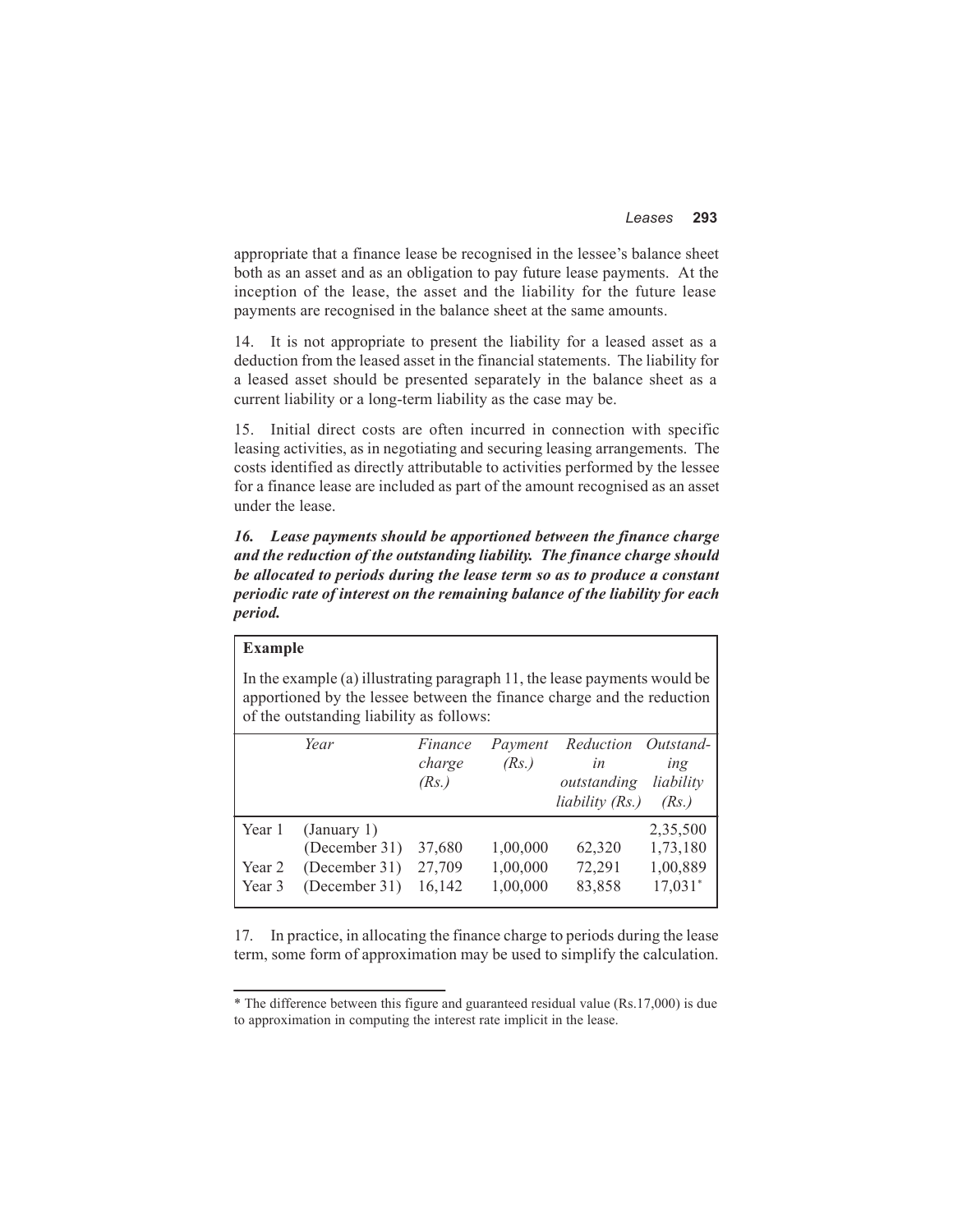appropriate that a finance lease be recognised in the lessee's balance sheet both as an asset and as an obligation to pay future lease payments. At the inception of the lease, the asset and the liability for the future lease payments are recognised in the balance sheet at the same amounts.

14. It is not appropriate to present the liability for a leased asset as a deduction from the leased asset in the financial statements. The liability for a leased asset should be presented separately in the balance sheet as a current liability or a long-term liability as the case may be.

15. Initial direct costs are often incurred in connection with specific leasing activities, as in negotiating and securing leasing arrangements. The costs identified as directly attributable to activities performed by the lessee for a finance lease are included as part of the amount recognised as an asset under the lease.

***16. Lease payments should be apportioned between the finance charge and the reduction of the outstanding liability. The finance charge should be allocated to periods during the lease term so as to produce a constant periodic rate of interest on the remaining balance of the liability for each period.***

**Example**

In the example (a) illustrating paragraph 11, the lease payments would be apportioned by the lessee between the finance charge and the reduction of the outstanding liability as follows:

| | *Year* | *Finance charge (Rs.)* | *Payment (Rs.)* | *Reduction in outstanding liability (Rs.)* | *Outstanding liability (Rs.)* |
|---|---|---|---|---|---|
| Year 1 | (January 1) | | | | 2,35,500 |
| | (December 31) | 37,680 | 1,00,000 | 62,320 | 1,73,180 |
| Year 2 | (December 31) | 27,709 | 1,00,000 | 72,291 | 1,00,889 |
| Year 3 | (December 31) | 16,142 | 1,00,000 | 83,858 | 17,031* |

17. In practice, in allocating the finance charge to periods during the lease term, some form of approximation may be used to simplify the calculation.

* The difference between this figure and guaranteed residual value (Rs.17,000) is due to approximation in computing the interest rate implicit in the lease.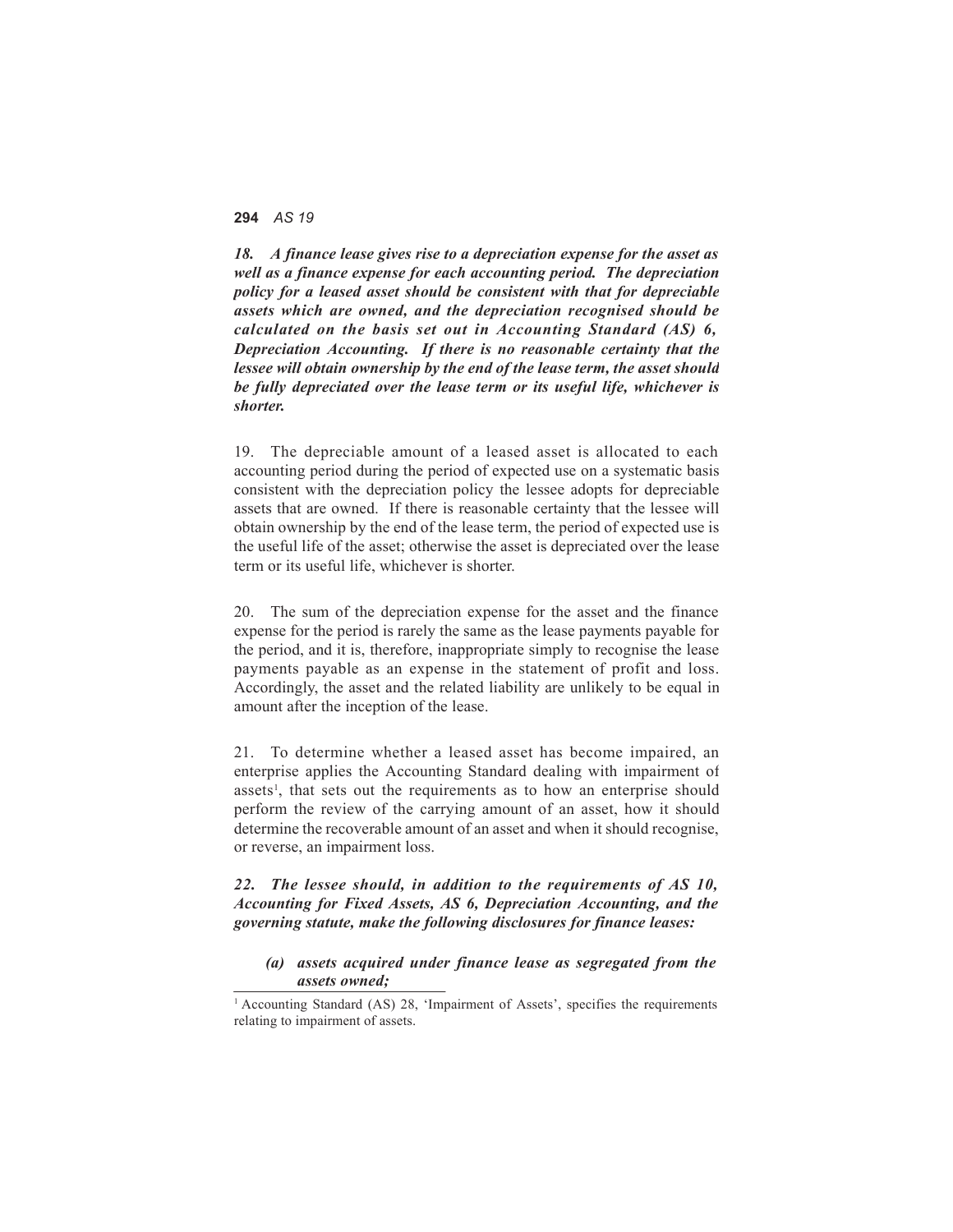***18. A finance lease gives rise to a depreciation expense for the asset as well as a finance expense for each accounting period. The depreciation policy for a leased asset should be consistent with that for depreciable assets which are owned, and the depreciation recognised should be calculated on the basis set out in Accounting Standard (AS) 6, Depreciation Accounting. If there is no reasonable certainty that the lessee will obtain ownership by the end of the lease term, the asset should be fully depreciated over the lease term or its useful life, whichever is shorter.***

19. The depreciable amount of a leased asset is allocated to each accounting period during the period of expected use on a systematic basis consistent with the depreciation policy the lessee adopts for depreciable assets that are owned. If there is reasonable certainty that the lessee will obtain ownership by the end of the lease term, the period of expected use is the useful life of the asset; otherwise the asset is depreciated over the lease term or its useful life, whichever is shorter.

20. The sum of the depreciation expense for the asset and the finance expense for the period is rarely the same as the lease payments payable for the period, and it is, therefore, inappropriate simply to recognise the lease payments payable as an expense in the statement of profit and loss. Accordingly, the asset and the related liability are unlikely to be equal in amount after the inception of the lease.

21. To determine whether a leased asset has become impaired, an enterprise applies the Accounting Standard dealing with impairment of assets[1], that sets out the requirements as to how an enterprise should perform the review of the carrying amount of an asset, how it should determine the recoverable amount of an asset and when it should recognise, or reverse, an impairment loss.

***22. The lessee should, in addition to the requirements of AS 10, Accounting for Fixed Assets, AS 6, Depreciation Accounting, and the governing statute, make the following disclosures for finance leases:***

***(a) assets acquired under finance lease as segregated from the assets owned;***

---

[1] Accounting Standard (AS) 28, 'Impairment of Assets', specifies the requirements relating to impairment of assets.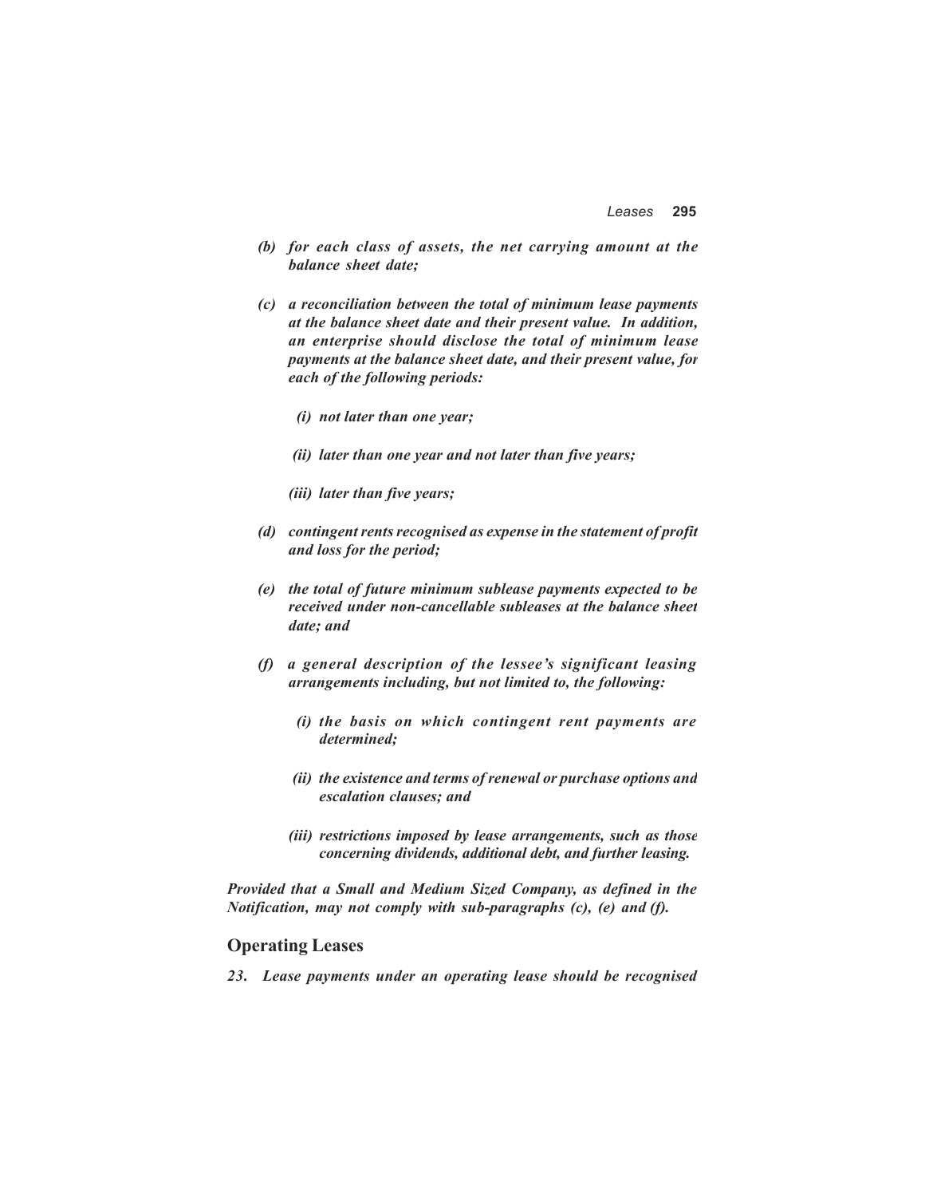*(b) for each class of assets, the net carrying amount at the balance sheet date;*

*(c) a reconciliation between the total of minimum lease payments at the balance sheet date and their present value. In addition, an enterprise should disclose the total of minimum lease payments at the balance sheet date, and their present value, for each of the following periods:*

*(i) not later than one year;*

*(ii) later than one year and not later than five years;*

*(iii) later than five years;*

*(d) contingent rents recognised as expense in the statement of profit and loss for the period;*

*(e) the total of future minimum sublease payments expected to be received under non-cancellable subleases at the balance sheet date; and*

*(f) a general description of the lessee's significant leasing arrangements including, but not limited to, the following:*

*(i) the basis on which contingent rent payments are determined;*

*(ii) the existence and terms of renewal or purchase options and escalation clauses; and*

*(iii) restrictions imposed by lease arrangements, such as those concerning dividends, additional debt, and further leasing.*

*Provided that a Small and Medium Sized Company, as defined in the Notification, may not comply with sub-paragraphs (c), (e) and (f).*

## Operating Leases

***23. Lease payments under an operating lease should be recognised***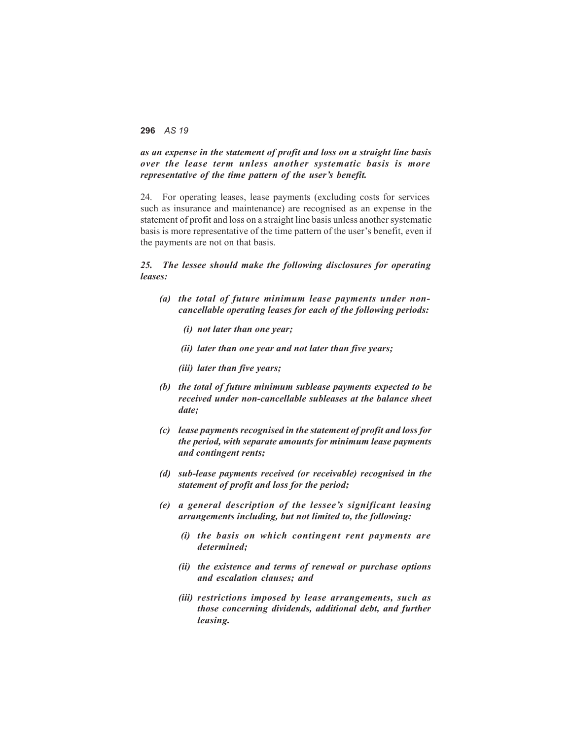***as an expense in the statement of profit and loss on a straight line basis over the lease term unless another systematic basis is more representative of the time pattern of the user's benefit.***

24. For operating leases, lease payments (excluding costs for services such as insurance and maintenance) are recognised as an expense in the statement of profit and loss on a straight line basis unless another systematic basis is more representative of the time pattern of the user's benefit, even if the payments are not on that basis.

***25. The lessee should make the following disclosures for operating leases:***

- ***(a) the total of future minimum lease payments under non-cancellable operating leases for each of the following periods:***
  - ***(i) not later than one year;***
  - ***(ii) later than one year and not later than five years;***
  - ***(iii) later than five years;***
- ***(b) the total of future minimum sublease payments expected to be received under non-cancellable subleases at the balance sheet date;***
- ***(c) lease payments recognised in the statement of profit and loss for the period, with separate amounts for minimum lease payments and contingent rents;***
- ***(d) sub-lease payments received (or receivable) recognised in the statement of profit and loss for the period;***
- ***(e) a general description of the lessee's significant leasing arrangements including, but not limited to, the following:***
  - ***(i) the basis on which contingent rent payments are determined;***
  - ***(ii) the existence and terms of renewal or purchase options and escalation clauses; and***
  - ***(iii) restrictions imposed by lease arrangements, such as those concerning dividends, additional debt, and further leasing.***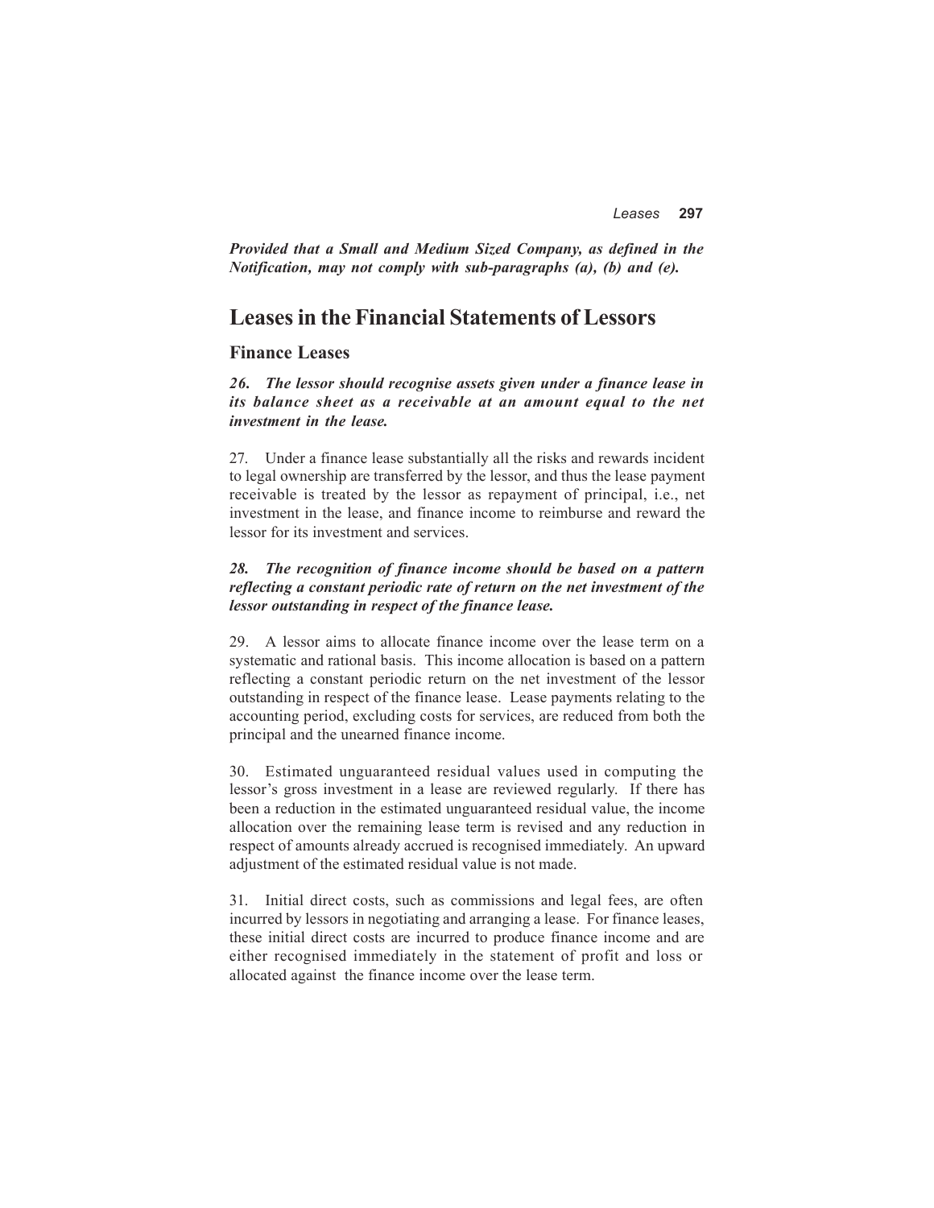***Provided that a Small and Medium Sized Company, as defined in the Notification, may not comply with sub-paragraphs (a), (b) and (e).***

## Leases in the Financial Statements of Lessors

### Finance Leases

***26. The lessor should recognise assets given under a finance lease in its balance sheet as a receivable at an amount equal to the net investment in the lease.***

27. Under a finance lease substantially all the risks and rewards incident to legal ownership are transferred by the lessor, and thus the lease payment receivable is treated by the lessor as repayment of principal, i.e., net investment in the lease, and finance income to reimburse and reward the lessor for its investment and services.

***28. The recognition of finance income should be based on a pattern reflecting a constant periodic rate of return on the net investment of the lessor outstanding in respect of the finance lease.***

29. A lessor aims to allocate finance income over the lease term on a systematic and rational basis. This income allocation is based on a pattern reflecting a constant periodic return on the net investment of the lessor outstanding in respect of the finance lease. Lease payments relating to the accounting period, excluding costs for services, are reduced from both the principal and the unearned finance income.

30. Estimated unguaranteed residual values used in computing the lessor's gross investment in a lease are reviewed regularly. If there has been a reduction in the estimated unguaranteed residual value, the income allocation over the remaining lease term is revised and any reduction in respect of amounts already accrued is recognised immediately. An upward adjustment of the estimated residual value is not made.

31. Initial direct costs, such as commissions and legal fees, are often incurred by lessors in negotiating and arranging a lease. For finance leases, these initial direct costs are incurred to produce finance income and are either recognised immediately in the statement of profit and loss or allocated against the finance income over the lease term.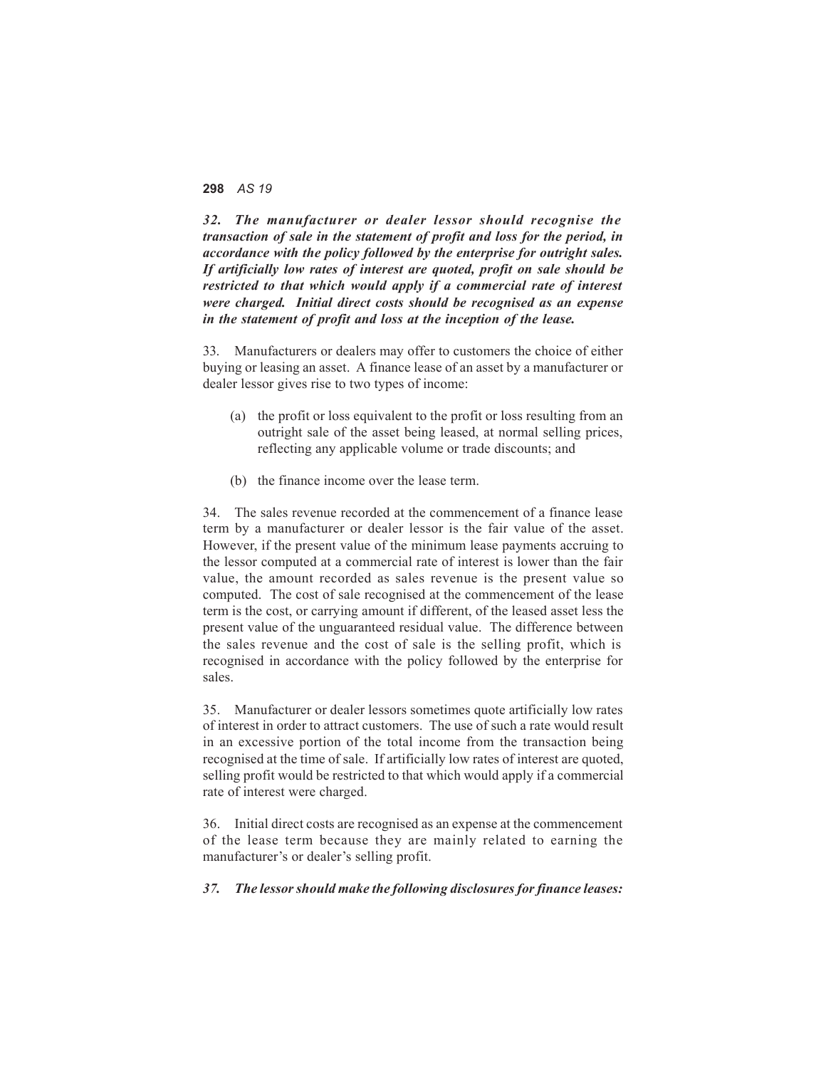***32. The manufacturer or dealer lessor should recognise the transaction of sale in the statement of profit and loss for the period, in accordance with the policy followed by the enterprise for outright sales. If artificially low rates of interest are quoted, profit on sale should be restricted to that which would apply if a commercial rate of interest were charged. Initial direct costs should be recognised as an expense in the statement of profit and loss at the inception of the lease.***

33. Manufacturers or dealers may offer to customers the choice of either buying or leasing an asset. A finance lease of an asset by a manufacturer or dealer lessor gives rise to two types of income:

(a) the profit or loss equivalent to the profit or loss resulting from an outright sale of the asset being leased, at normal selling prices, reflecting any applicable volume or trade discounts; and

(b) the finance income over the lease term.

34. The sales revenue recorded at the commencement of a finance lease term by a manufacturer or dealer lessor is the fair value of the asset. However, if the present value of the minimum lease payments accruing to the lessor computed at a commercial rate of interest is lower than the fair value, the amount recorded as sales revenue is the present value so computed. The cost of sale recognised at the commencement of the lease term is the cost, or carrying amount if different, of the leased asset less the present value of the unguaranteed residual value. The difference between the sales revenue and the cost of sale is the selling profit, which is recognised in accordance with the policy followed by the enterprise for sales.

35. Manufacturer or dealer lessors sometimes quote artificially low rates of interest in order to attract customers. The use of such a rate would result in an excessive portion of the total income from the transaction being recognised at the time of sale. If artificially low rates of interest are quoted, selling profit would be restricted to that which would apply if a commercial rate of interest were charged.

36. Initial direct costs are recognised as an expense at the commencement of the lease term because they are mainly related to earning the manufacturer's or dealer's selling profit.

***37. The lessor should make the following disclosures for finance leases:***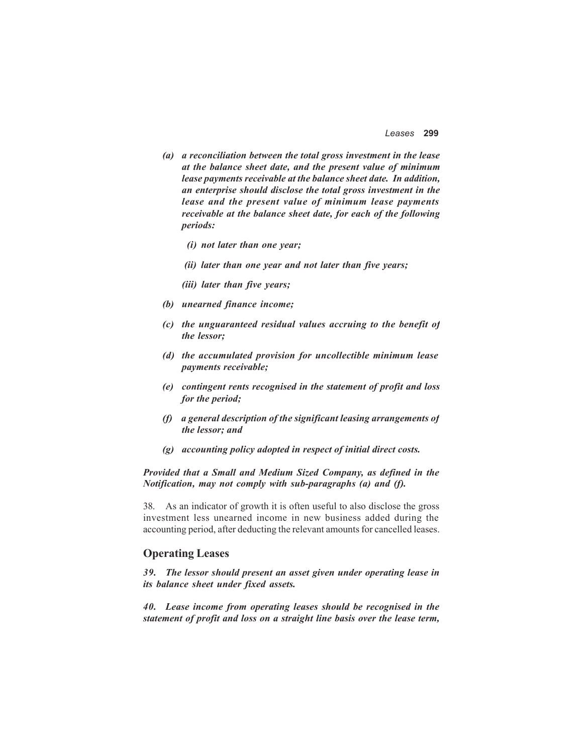*(a) a reconciliation between the total gross investment in the lease at the balance sheet date, and the present value of minimum lease payments receivable at the balance sheet date. In addition, an enterprise should disclose the total gross investment in the lease and the present value of minimum lease payments receivable at the balance sheet date, for each of the following periods:*

*(i) not later than one year;*

*(ii) later than one year and not later than five years;*

*(iii) later than five years;*

*(b) unearned finance income;*

*(c) the unguaranteed residual values accruing to the benefit of the lessor;*

*(d) the accumulated provision for uncollectible minimum lease payments receivable;*

*(e) contingent rents recognised in the statement of profit and loss for the period;*

*(f) a general description of the significant leasing arrangements of the lessor; and*

*(g) accounting policy adopted in respect of initial direct costs.*

***Provided that a Small and Medium Sized Company, as defined in the Notification, may not comply with sub-paragraphs (a) and (f).***

38. As an indicator of growth it is often useful to also disclose the gross investment less unearned income in new business added during the accounting period, after deducting the relevant amounts for cancelled leases.

## Operating Leases

***39. The lessor should present an asset given under operating lease in its balance sheet under fixed assets.***

***40. Lease income from operating leases should be recognised in the statement of profit and loss on a straight line basis over the lease term,***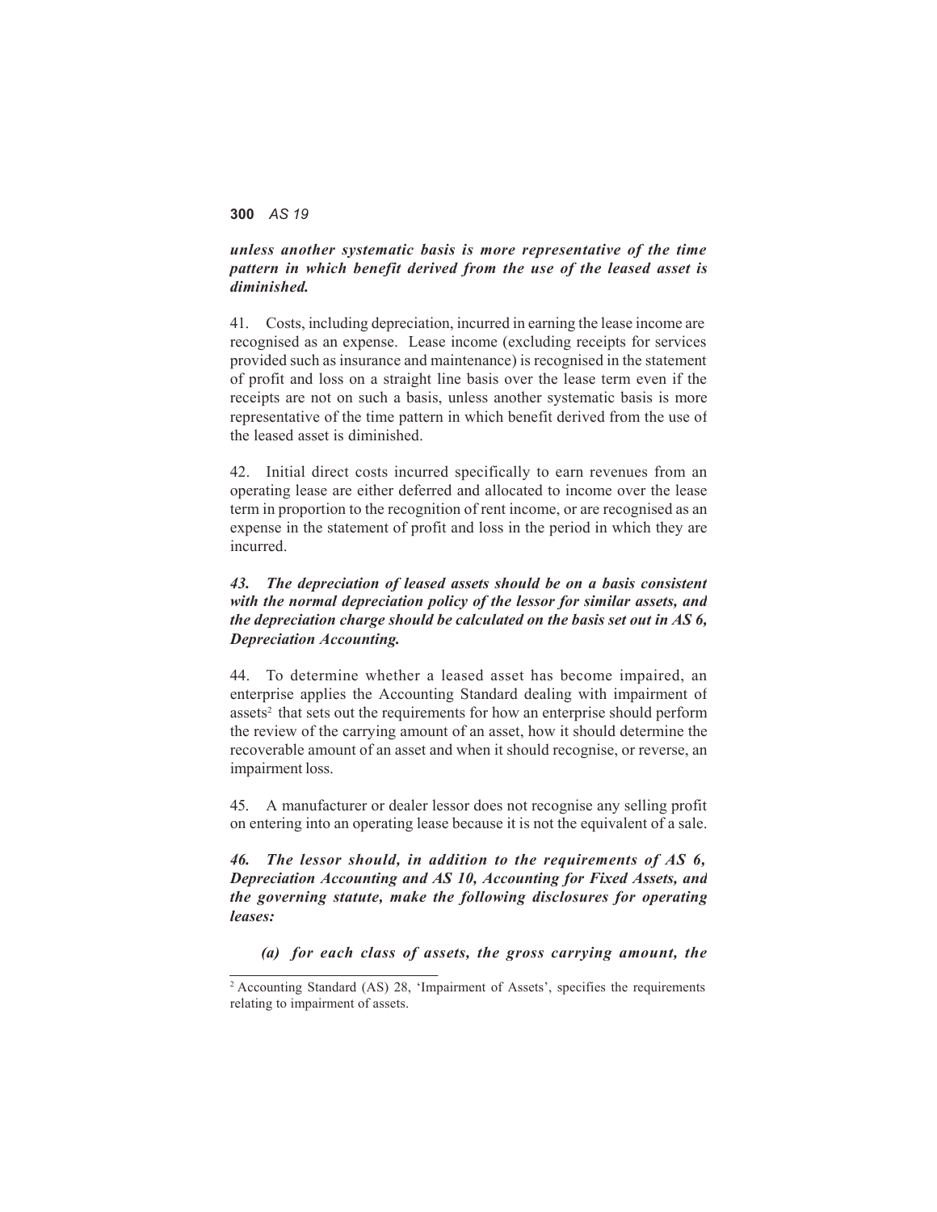***unless another systematic basis is more representative of the time pattern in which benefit derived from the use of the leased asset is diminished.***

41. Costs, including depreciation, incurred in earning the lease income are recognised as an expense. Lease income (excluding receipts for services provided such as insurance and maintenance) is recognised in the statement of profit and loss on a straight line basis over the lease term even if the receipts are not on such a basis, unless another systematic basis is more representative of the time pattern in which benefit derived from the use of the leased asset is diminished.

42. Initial direct costs incurred specifically to earn revenues from an operating lease are either deferred and allocated to income over the lease term in proportion to the recognition of rent income, or are recognised as an expense in the statement of profit and loss in the period in which they are incurred.

***43. The depreciation of leased assets should be on a basis consistent with the normal depreciation policy of the lessor for similar assets, and the depreciation charge should be calculated on the basis set out in AS 6, Depreciation Accounting.***

44. To determine whether a leased asset has become impaired, an enterprise applies the Accounting Standard dealing with impairment of assets[2] that sets out the requirements for how an enterprise should perform the review of the carrying amount of an asset, how it should determine the recoverable amount of an asset and when it should recognise, or reverse, an impairment loss.

45. A manufacturer or dealer lessor does not recognise any selling profit on entering into an operating lease because it is not the equivalent of a sale.

***46. The lessor should, in addition to the requirements of AS 6, Depreciation Accounting and AS 10, Accounting for Fixed Assets, and the governing statute, make the following disclosures for operating leases:***

***(a) for each class of assets, the gross carrying amount, the***

[2] Accounting Standard (AS) 28, 'Impairment of Assets', specifies the requirements relating to impairment of assets.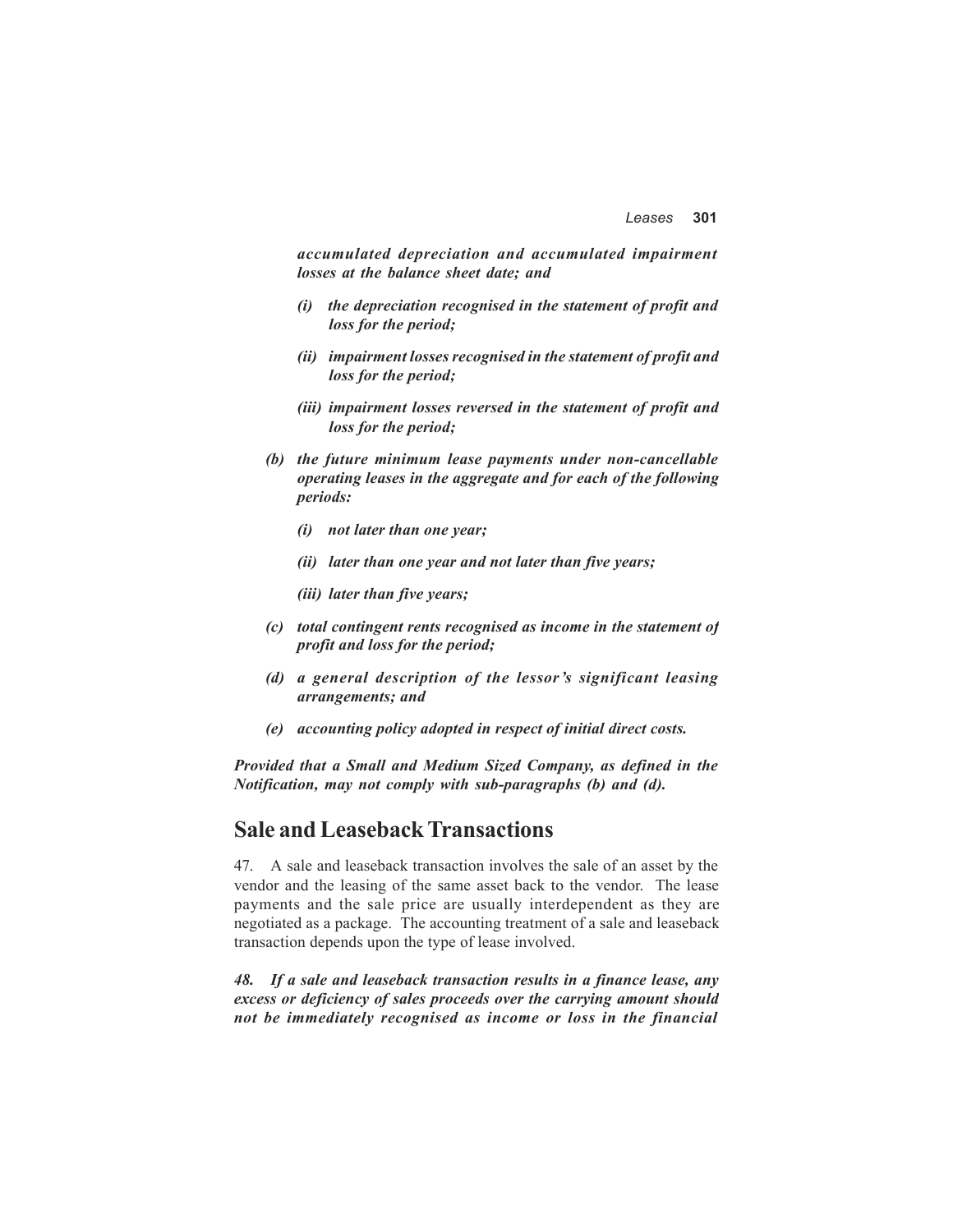***accumulated depreciation and accumulated impairment losses at the balance sheet date; and***

- ***(i) the depreciation recognised in the statement of profit and loss for the period;***
- ***(ii) impairment losses recognised in the statement of profit and loss for the period;***
- ***(iii) impairment losses reversed in the statement of profit and loss for the period;***

***(b) the future minimum lease payments under non-cancellable operating leases in the aggregate and for each of the following periods:***

- ***(i) not later than one year;***
- ***(ii) later than one year and not later than five years;***
- ***(iii) later than five years;***

***(c) total contingent rents recognised as income in the statement of profit and loss for the period;***

***(d) a general description of the lessor's significant leasing arrangements; and***

***(e) accounting policy adopted in respect of initial direct costs.***

***Provided that a Small and Medium Sized Company, as defined in the Notification, may not comply with sub-paragraphs (b) and (d).***

## Sale and Leaseback Transactions

47. A sale and leaseback transaction involves the sale of an asset by the vendor and the leasing of the same asset back to the vendor. The lease payments and the sale price are usually interdependent as they are negotiated as a package. The accounting treatment of a sale and leaseback transaction depends upon the type of lease involved.

***48. If a sale and leaseback transaction results in a finance lease, any excess or deficiency of sales proceeds over the carrying amount should not be immediately recognised as income or loss in the financial***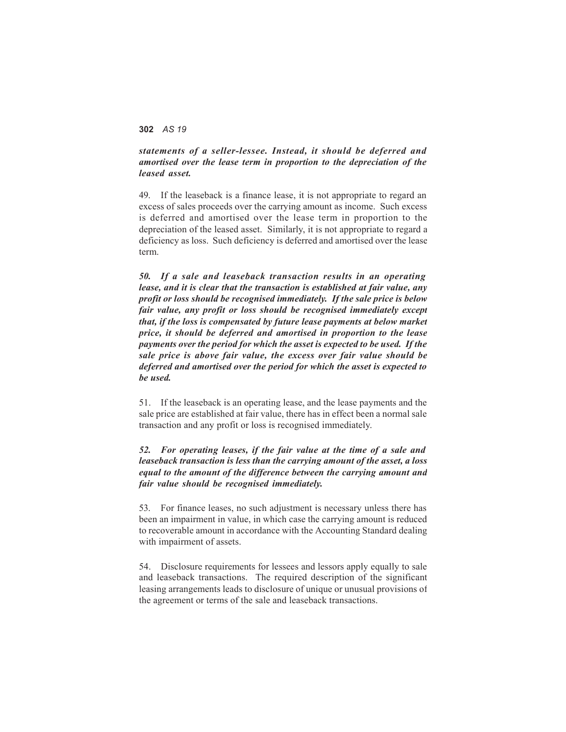***statements of a seller-lessee. Instead, it should be deferred and amortised over the lease term in proportion to the depreciation of the leased asset.***

49. If the leaseback is a finance lease, it is not appropriate to regard an excess of sales proceeds over the carrying amount as income. Such excess is deferred and amortised over the lease term in proportion to the depreciation of the leased asset. Similarly, it is not appropriate to regard a deficiency as loss. Such deficiency is deferred and amortised over the lease term.

***50. If a sale and leaseback transaction results in an operating lease, and it is clear that the transaction is established at fair value, any profit or loss should be recognised immediately. If the sale price is below fair value, any profit or loss should be recognised immediately except that, if the loss is compensated by future lease payments at below market price, it should be deferred and amortised in proportion to the lease payments over the period for which the asset is expected to be used. If the sale price is above fair value, the excess over fair value should be deferred and amortised over the period for which the asset is expected to be used.***

51. If the leaseback is an operating lease, and the lease payments and the sale price are established at fair value, there has in effect been a normal sale transaction and any profit or loss is recognised immediately.

***52. For operating leases, if the fair value at the time of a sale and leaseback transaction is less than the carrying amount of the asset, a loss equal to the amount of the difference between the carrying amount and fair value should be recognised immediately.***

53. For finance leases, no such adjustment is necessary unless there has been an impairment in value, in which case the carrying amount is reduced to recoverable amount in accordance with the Accounting Standard dealing with impairment of assets.

54. Disclosure requirements for lessees and lessors apply equally to sale and leaseback transactions. The required description of the significant leasing arrangements leads to disclosure of unique or unusual provisions of the agreement or terms of the sale and leaseback transactions.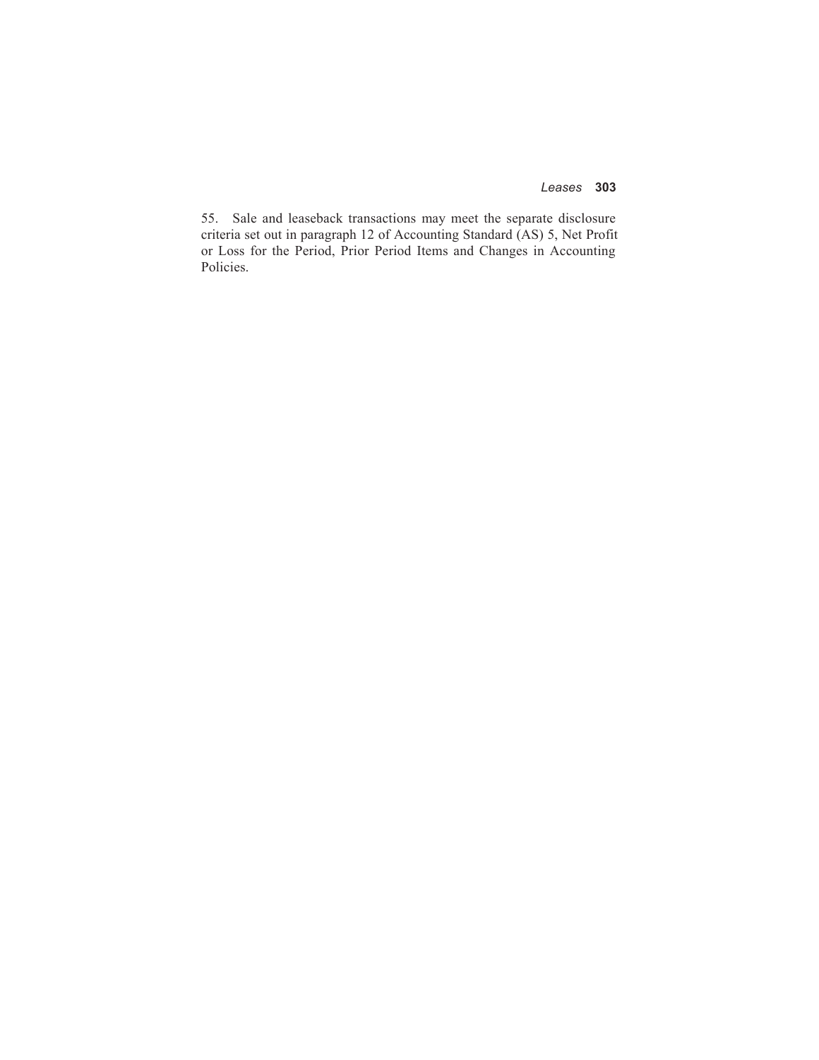55. Sale and leaseback transactions may meet the separate disclosure criteria set out in paragraph 12 of Accounting Standard (AS) 5, Net Profit or Loss for the Period, Prior Period Items and Changes in Accounting Policies.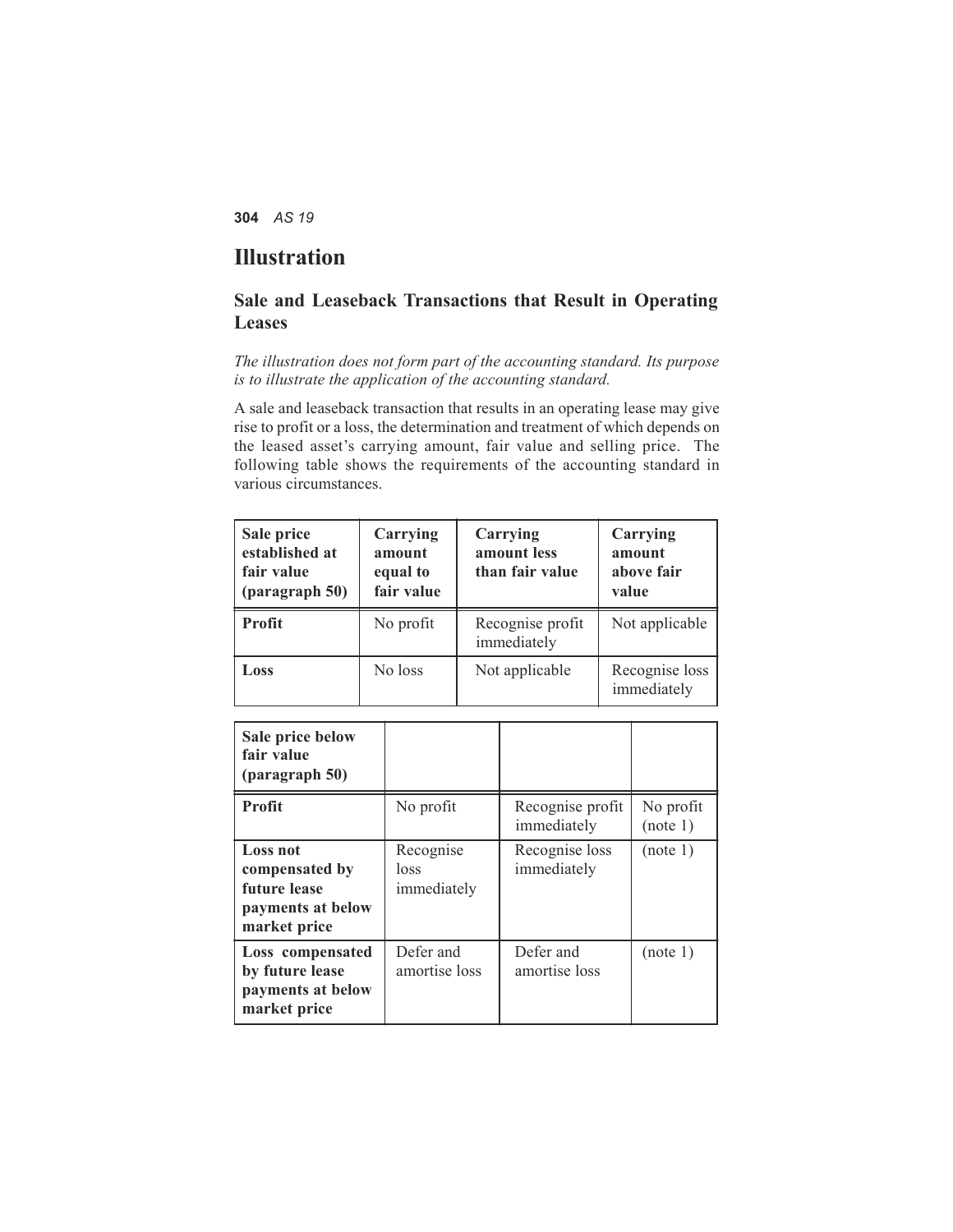# Illustration

## Sale and Leaseback Transactions that Result in Operating Leases

*The illustration does not form part of the accounting standard. Its purpose is to illustrate the application of the accounting standard.*

A sale and leaseback transaction that results in an operating lease may give rise to profit or a loss, the determination and treatment of which depends on the leased asset's carrying amount, fair value and selling price. The following table shows the requirements of the accounting standard in various circumstances.

| **Sale price established at fair value (paragraph 50)** | **Carrying amount equal to fair value** | **Carrying amount less than fair value** | **Carrying amount above fair value** |
|---|---|---|---|
| **Profit** | No profit | Recognise profit immediately | Not applicable |
| **Loss** | No loss | Not applicable | Recognise loss immediately |

| **Sale price below fair value (paragraph 50)** | | | |
|---|---|---|---|
| **Profit** | No profit | Recognise profit immediately | No profit (note 1) |
| **Loss not compensated by future lease payments at below market price** | Recognise loss immediately | Recognise loss immediately | (note 1) |
| **Loss compensated by future lease payments at below market price** | Defer and amortise loss | Defer and amortise loss | (note 1) |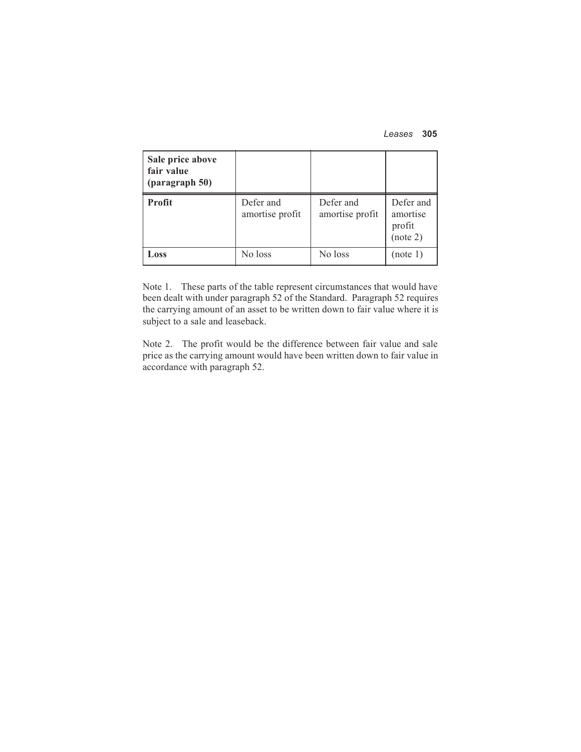| Sale price above fair value (paragraph 50) | | | |
|---|---|---|---|
| **Profit** | Defer and amortise profit | Defer and amortise profit | Defer and amortise profit (note 2) |
| **Loss** | No loss | No loss | (note 1) |

Note 1. These parts of the table represent circumstances that would have been dealt with under paragraph 52 of the Standard. Paragraph 52 requires the carrying amount of an asset to be written down to fair value where it is subject to a sale and leaseback.

Note 2. The profit would be the difference between fair value and sale price as the carrying amount would have been written down to fair value in accordance with paragraph 52.